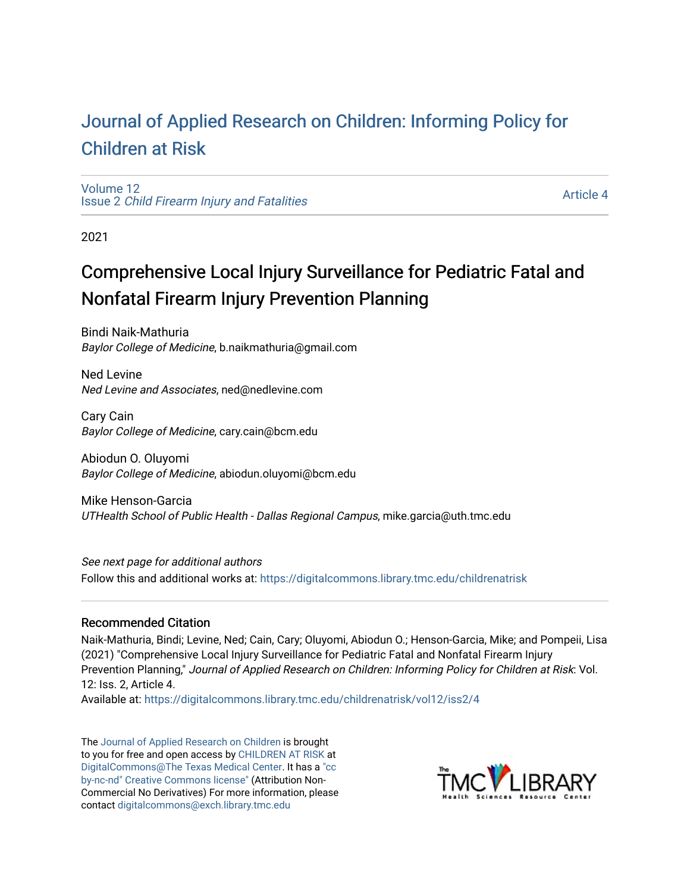# Journal of Applied Research on Children: Informing Policy for Children at Risk

Volume 12
Issue 2 *Child Firearm Injury and Fatalities*

Article 4

2021

## Comprehensive Local Injury Surveillance for Pediatric Fatal and Nonfatal Firearm Injury Prevention Planning

Bindi Naik-Mathuria
*Baylor College of Medicine*, b.naikmathuria@gmail.com

Ned Levine
*Ned Levine and Associates*, ned@nedlevine.com

Cary Cain
*Baylor College of Medicine*, cary.cain@bcm.edu

Abiodun O. Oluyomi
*Baylor College of Medicine*, abiodun.oluyomi@bcm.edu

Mike Henson-Garcia
*UTHealth School of Public Health - Dallas Regional Campus*, mike.garcia@uth.tmc.edu

*See next page for additional authors*

Follow this and additional works at: https://digitalcommons.library.tmc.edu/childrenatrisk

### Recommended Citation

Naik-Mathuria, Bindi; Levine, Ned; Cain, Cary; Oluyomi, Abiodun O.; Henson-Garcia, Mike; and Pompeii, Lisa (2021) "Comprehensive Local Injury Surveillance for Pediatric Fatal and Nonfatal Firearm Injury Prevention Planning," *Journal of Applied Research on Children: Informing Policy for Children at Risk*: Vol. 12: Iss. 2, Article 4.

Available at: https://digitalcommons.library.tmc.edu/childrenatrisk/vol12/iss2/4

The Journal of Applied Research on Children is brought to you for free and open access by CHILDREN AT RISK at DigitalCommons@The Texas Medical Center. It has a "cc by-nc-nd" Creative Commons license" (Attribution Non-Commercial No Derivatives) For more information, please contact digitalcommons@exch.library.tmc.edu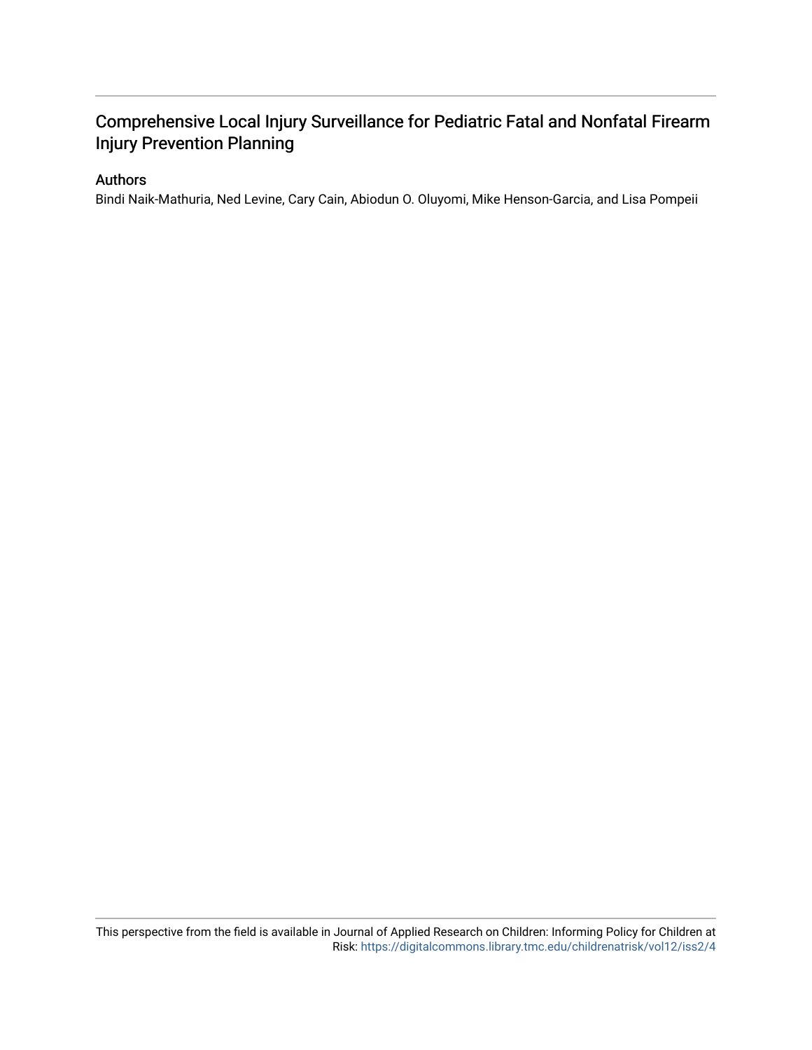# Comprehensive Local Injury Surveillance for Pediatric Fatal and Nonfatal Firearm Injury Prevention Planning

## Authors

Bindi Naik-Mathuria, Ned Levine, Cary Cain, Abiodun O. Oluyomi, Mike Henson-Garcia, and Lisa Pompeii

This perspective from the field is available in Journal of Applied Research on Children: Informing Policy for Children at Risk: https://digitalcommons.library.tmc.edu/childrenatrisk/vol12/iss2/4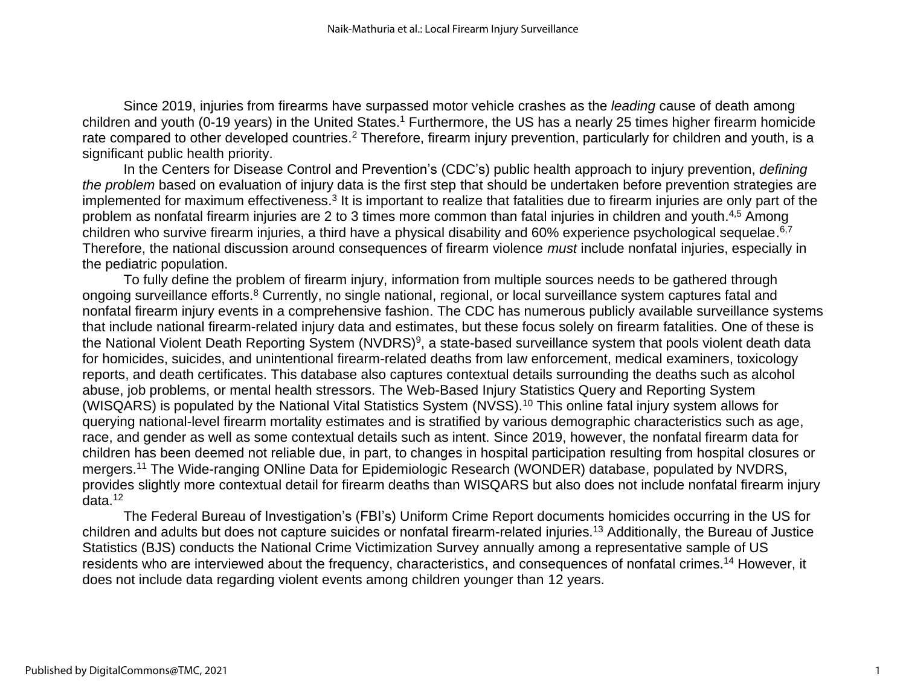Since 2019, injuries from firearms have surpassed motor vehicle crashes as the *leading* cause of death among children and youth (0-19 years) in the United States.[1] Furthermore, the US has a nearly 25 times higher firearm homicide rate compared to other developed countries.[2] Therefore, firearm injury prevention, particularly for children and youth, is a significant public health priority.

In the Centers for Disease Control and Prevention's (CDC's) public health approach to injury prevention, *defining the problem* based on evaluation of injury data is the first step that should be undertaken before prevention strategies are implemented for maximum effectiveness.[3] It is important to realize that fatalities due to firearm injuries are only part of the problem as nonfatal firearm injuries are 2 to 3 times more common than fatal injuries in children and youth.[4,5] Among children who survive firearm injuries, a third have a physical disability and 60% experience psychological sequelae.[6,7] Therefore, the national discussion around consequences of firearm violence *must* include nonfatal injuries, especially in the pediatric population.

To fully define the problem of firearm injury, information from multiple sources needs to be gathered through ongoing surveillance efforts.[8] Currently, no single national, regional, or local surveillance system captures fatal and nonfatal firearm injury events in a comprehensive fashion. The CDC has numerous publicly available surveillance systems that include national firearm-related injury data and estimates, but these focus solely on firearm fatalities. One of these is the National Violent Death Reporting System (NVDRS)[9], a state-based surveillance system that pools violent death data for homicides, suicides, and unintentional firearm-related deaths from law enforcement, medical examiners, toxicology reports, and death certificates. This database also captures contextual details surrounding the deaths such as alcohol abuse, job problems, or mental health stressors. The Web-Based Injury Statistics Query and Reporting System (WISQARS) is populated by the National Vital Statistics System (NVSS).[10] This online fatal injury system allows for querying national-level firearm mortality estimates and is stratified by various demographic characteristics such as age, race, and gender as well as some contextual details such as intent. Since 2019, however, the nonfatal firearm data for children has been deemed not reliable due, in part, to changes in hospital participation resulting from hospital closures or mergers.[11] The Wide-ranging ONline Data for Epidemiologic Research (WONDER) database, populated by NVDRS, provides slightly more contextual detail for firearm deaths than WISQARS but also does not include nonfatal firearm injury data.[12]

The Federal Bureau of Investigation's (FBI's) Uniform Crime Report documents homicides occurring in the US for children and adults but does not capture suicides or nonfatal firearm-related injuries.[13] Additionally, the Bureau of Justice Statistics (BJS) conducts the National Crime Victimization Survey annually among a representative sample of US residents who are interviewed about the frequency, characteristics, and consequences of nonfatal crimes.[14] However, it does not include data regarding violent events among children younger than 12 years.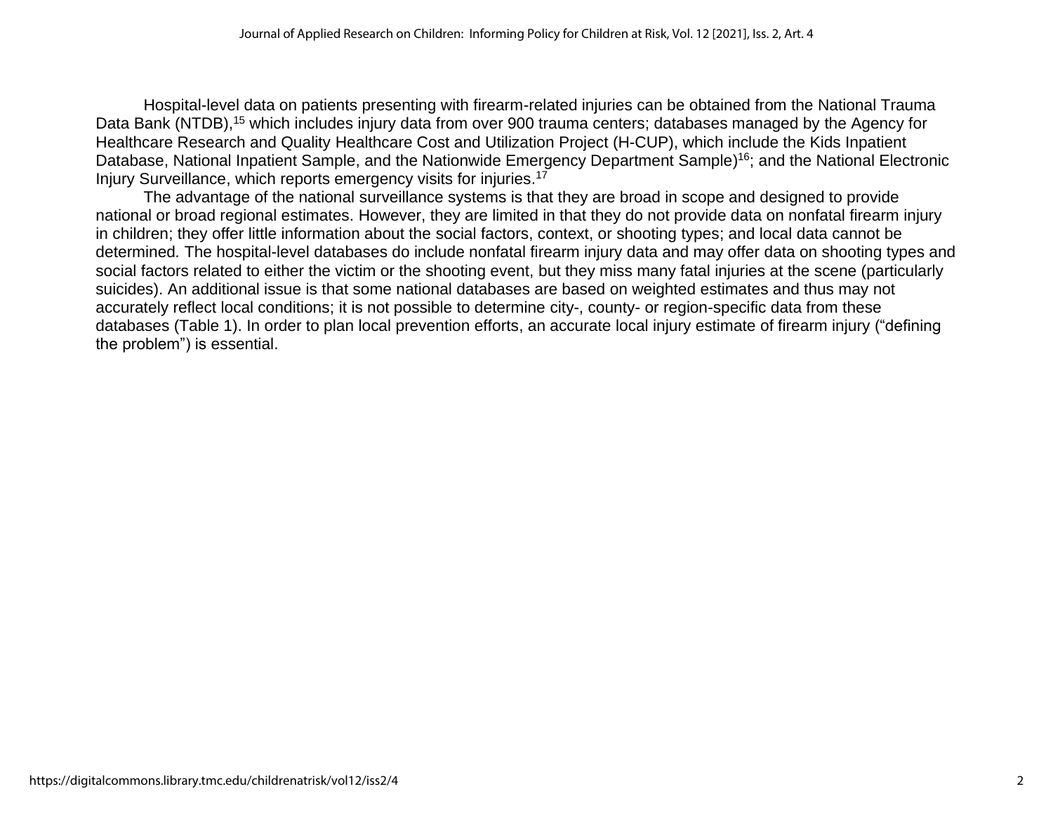Hospital-level data on patients presenting with firearm-related injuries can be obtained from the National Trauma Data Bank (NTDB),[15] which includes injury data from over 900 trauma centers; databases managed by the Agency for Healthcare Research and Quality Healthcare Cost and Utilization Project (H-CUP), which include the Kids Inpatient Database, National Inpatient Sample, and the Nationwide Emergency Department Sample)[16]; and the National Electronic Injury Surveillance, which reports emergency visits for injuries.[17]

The advantage of the national surveillance systems is that they are broad in scope and designed to provide national or broad regional estimates. However, they are limited in that they do not provide data on nonfatal firearm injury in children; they offer little information about the social factors, context, or shooting types; and local data cannot be determined. The hospital-level databases do include nonfatal firearm injury data and may offer data on shooting types and social factors related to either the victim or the shooting event, but they miss many fatal injuries at the scene (particularly suicides). An additional issue is that some national databases are based on weighted estimates and thus may not accurately reflect local conditions; it is not possible to determine city-, county- or region-specific data from these databases (Table 1). In order to plan local prevention efforts, an accurate local injury estimate of firearm injury ("defining the problem") is essential.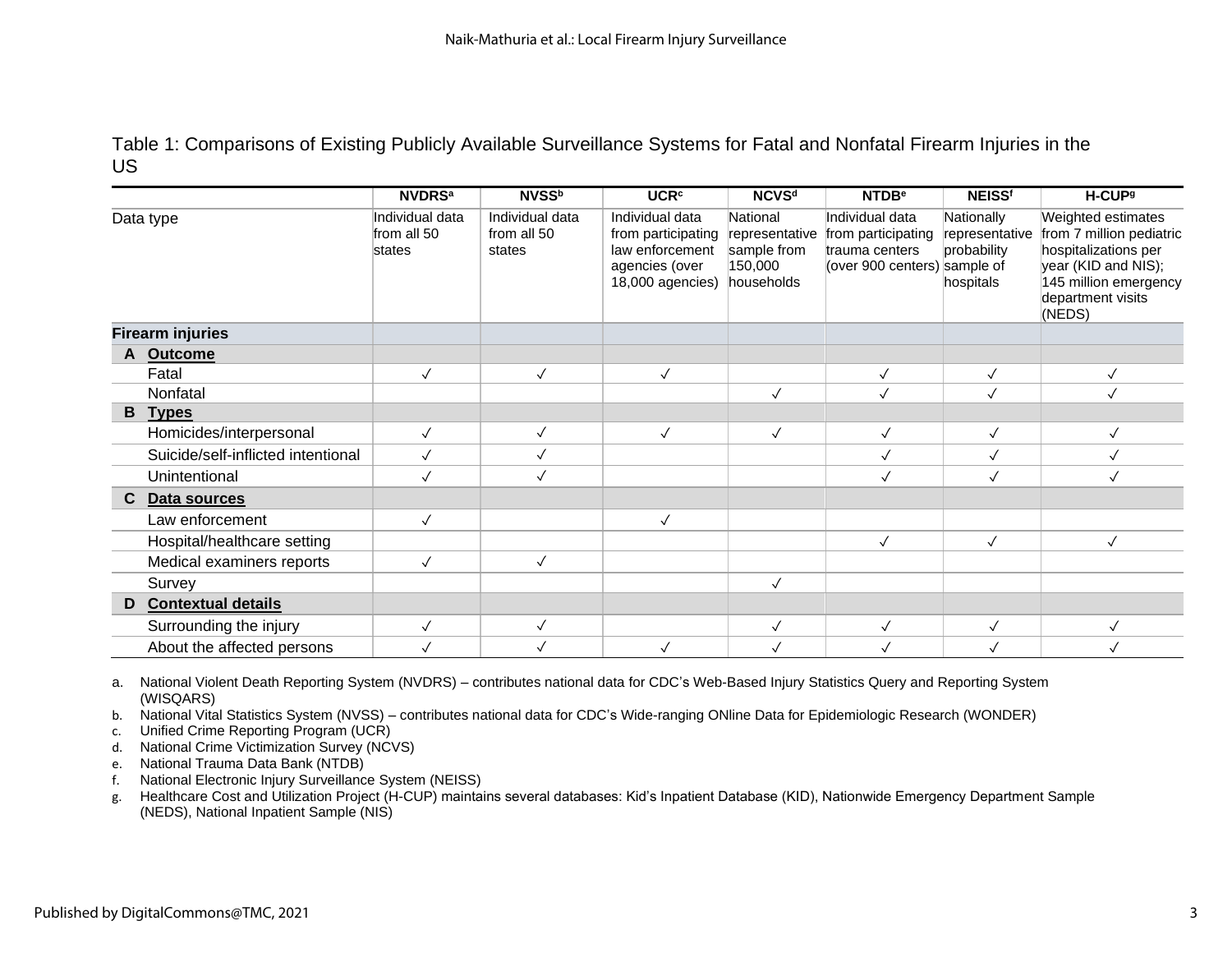Table 1: Comparisons of Existing Publicly Available Surveillance Systems for Fatal and Nonfatal Firearm Injuries in the US

| | NVDRS[a] | NVSS[b] | UCR[c] | NCVS[d] | NTDB[e] | NEISS[f] | H-CUP[g] |
|---|---|---|---|---|---|---|---|
| Data type | Individual data from all 50 states | Individual data from all 50 states | Individual data from participating law enforcement agencies (over 18,000 agencies) | National representative sample from 150,000 households | Individual data from participating trauma centers (over 900 centers) | Nationally representative probability sample of hospitals | Weighted estimates from 7 million pediatric hospitalizations per year (KID and NIS); 145 million emergency department visits (NEDS) |
| **Firearm injuries** | | | | | | | |
| **A Outcome** | | | | | | | |
| Fatal | ✓ | ✓ | ✓ | | ✓ | ✓ | ✓ |
| Nonfatal | | | | ✓ | ✓ | ✓ | ✓ |
| **B Types** | | | | | | | |
| Homicides/interpersonal | ✓ | ✓ | ✓ | ✓ | ✓ | ✓ | ✓ |
| Suicide/self-inflicted intentional | ✓ | ✓ | | | ✓ | ✓ | ✓ |
| Unintentional | ✓ | ✓ | | | ✓ | ✓ | ✓ |
| **C Data sources** | | | | | | | |
| Law enforcement | ✓ | | ✓ | | | | |
| Hospital/healthcare setting | | | | | ✓ | ✓ | ✓ |
| Medical examiners reports | ✓ | ✓ | | | | | |
| Survey | | | | ✓ | | | |
| **D Contextual details** | | | | | | | |
| Surrounding the injury | ✓ | ✓ | | ✓ | ✓ | ✓ | ✓ |
| About the affected persons | ✓ | ✓ | ✓ | ✓ | ✓ | ✓ | ✓ |

a. National Violent Death Reporting System (NVDRS) – contributes national data for CDC's Web-Based Injury Statistics Query and Reporting System (WISQARS)

b. National Vital Statistics System (NVSS) – contributes national data for CDC's Wide-ranging ONline Data for Epidemiologic Research (WONDER)

c. Unified Crime Reporting Program (UCR)

d. National Crime Victimization Survey (NCVS)

e. National Trauma Data Bank (NTDB)

f. National Electronic Injury Surveillance System (NEISS)

g. Healthcare Cost and Utilization Project (H-CUP) maintains several databases: Kid's Inpatient Database (KID), Nationwide Emergency Department Sample (NEDS), National Inpatient Sample (NIS)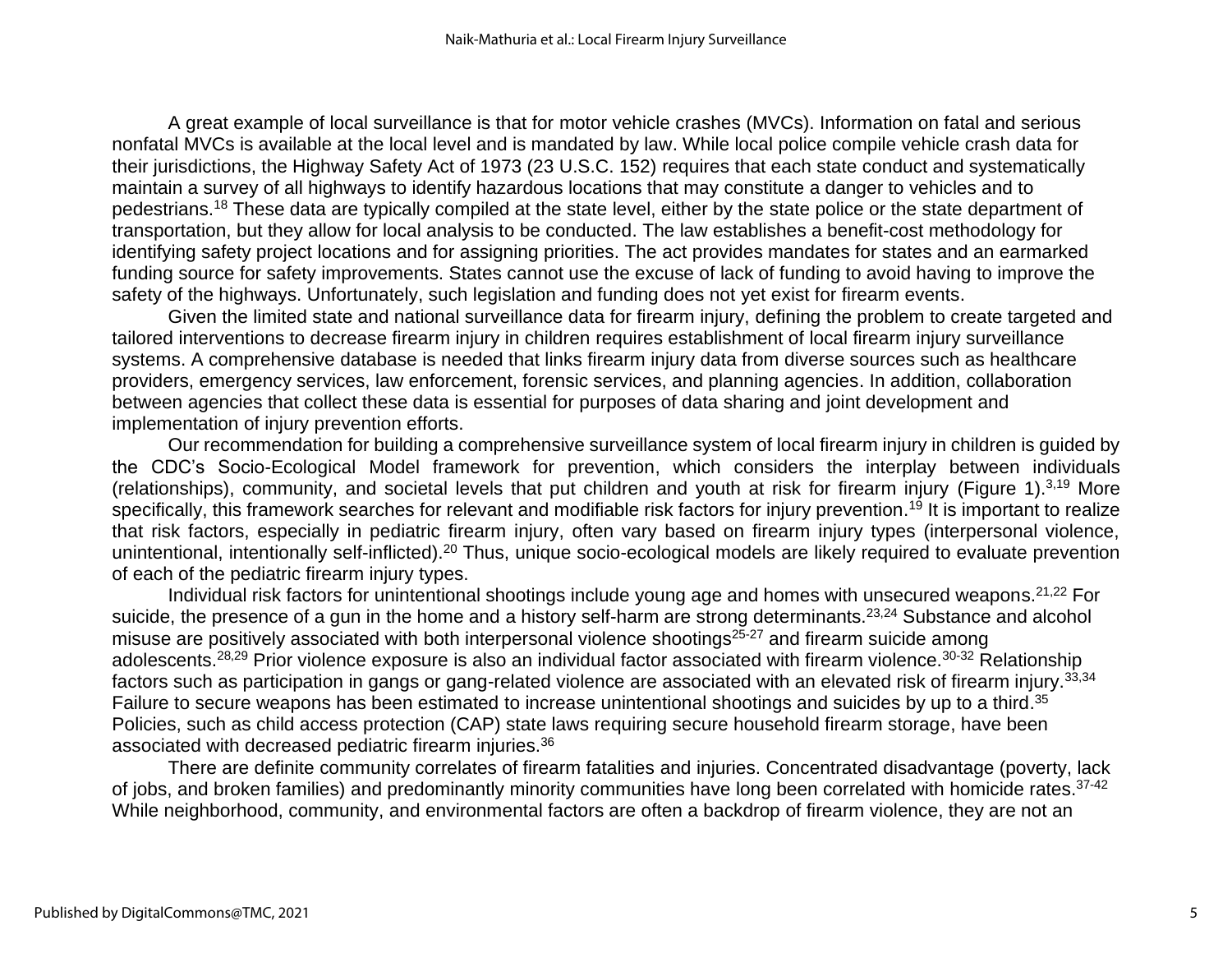A great example of local surveillance is that for motor vehicle crashes (MVCs). Information on fatal and serious nonfatal MVCs is available at the local level and is mandated by law. While local police compile vehicle crash data for their jurisdictions, the Highway Safety Act of 1973 (23 U.S.C. 152) requires that each state conduct and systematically maintain a survey of all highways to identify hazardous locations that may constitute a danger to vehicles and to pedestrians.[18] These data are typically compiled at the state level, either by the state police or the state department of transportation, but they allow for local analysis to be conducted. The law establishes a benefit-cost methodology for identifying safety project locations and for assigning priorities. The act provides mandates for states and an earmarked funding source for safety improvements. States cannot use the excuse of lack of funding to avoid having to improve the safety of the highways. Unfortunately, such legislation and funding does not yet exist for firearm events.

Given the limited state and national surveillance data for firearm injury, defining the problem to create targeted and tailored interventions to decrease firearm injury in children requires establishment of local firearm injury surveillance systems. A comprehensive database is needed that links firearm injury data from diverse sources such as healthcare providers, emergency services, law enforcement, forensic services, and planning agencies. In addition, collaboration between agencies that collect these data is essential for purposes of data sharing and joint development and implementation of injury prevention efforts.

Our recommendation for building a comprehensive surveillance system of local firearm injury in children is guided by the CDC's Socio-Ecological Model framework for prevention, which considers the interplay between individuals (relationships), community, and societal levels that put children and youth at risk for firearm injury (Figure 1).[3,19] More specifically, this framework searches for relevant and modifiable risk factors for injury prevention.[19] It is important to realize that risk factors, especially in pediatric firearm injury, often vary based on firearm injury types (interpersonal violence, unintentional, intentionally self-inflicted).[20] Thus, unique socio-ecological models are likely required to evaluate prevention of each of the pediatric firearm injury types.

Individual risk factors for unintentional shootings include young age and homes with unsecured weapons.[21,22] For suicide, the presence of a gun in the home and a history self-harm are strong determinants.[23,24] Substance and alcohol misuse are positively associated with both interpersonal violence shootings[25-27] and firearm suicide among adolescents.[28,29] Prior violence exposure is also an individual factor associated with firearm violence.[30-32] Relationship factors such as participation in gangs or gang-related violence are associated with an elevated risk of firearm injury.[33,34] Failure to secure weapons has been estimated to increase unintentional shootings and suicides by up to a third.[35] Policies, such as child access protection (CAP) state laws requiring secure household firearm storage, have been associated with decreased pediatric firearm injuries.[36]

There are definite community correlates of firearm fatalities and injuries. Concentrated disadvantage (poverty, lack of jobs, and broken families) and predominantly minority communities have long been correlated with homicide rates.[37-42] While neighborhood, community, and environmental factors are often a backdrop of firearm violence, they are not an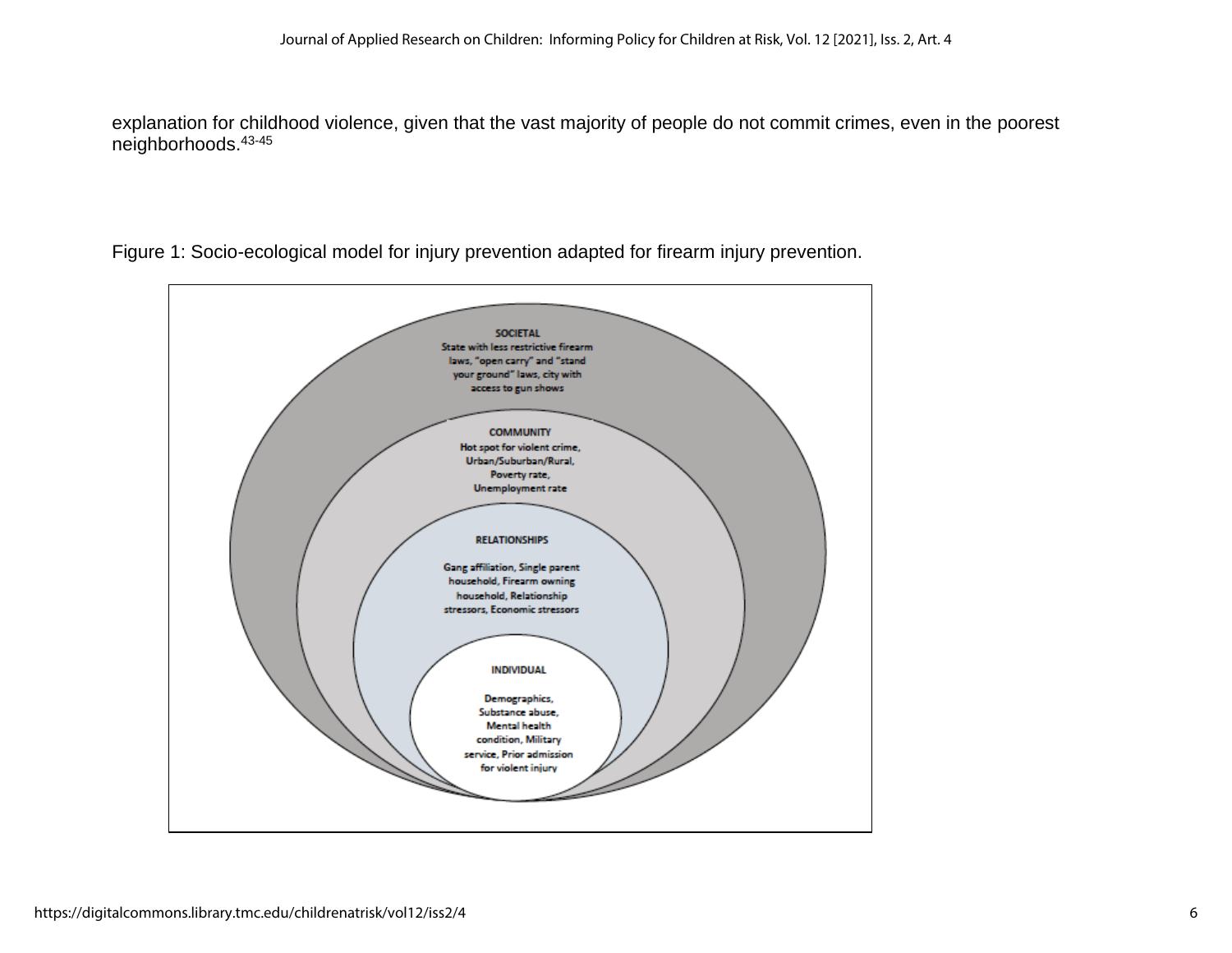explanation for childhood violence, given that the vast majority of people do not commit crimes, even in the poorest neighborhoods.[43-45]

Figure 1: Socio-ecological model for injury prevention adapted for firearm injury prevention.

**SOCIETAL**
State with less restrictive firearm laws, "open carry" and "stand your ground" laws, city with access to gun shows

**COMMUNITY**
Hot spot for violent crime, Urban/Suburban/Rural, Poverty rate, Unemployment rate

**RELATIONSHIPS**
Gang affiliation, Single parent household, Firearm owning household, Relationship stressors, Economic stressors

**INDIVIDUAL**
Demographics, Substance abuse, Mental health condition, Military service, Prior admission for violent injury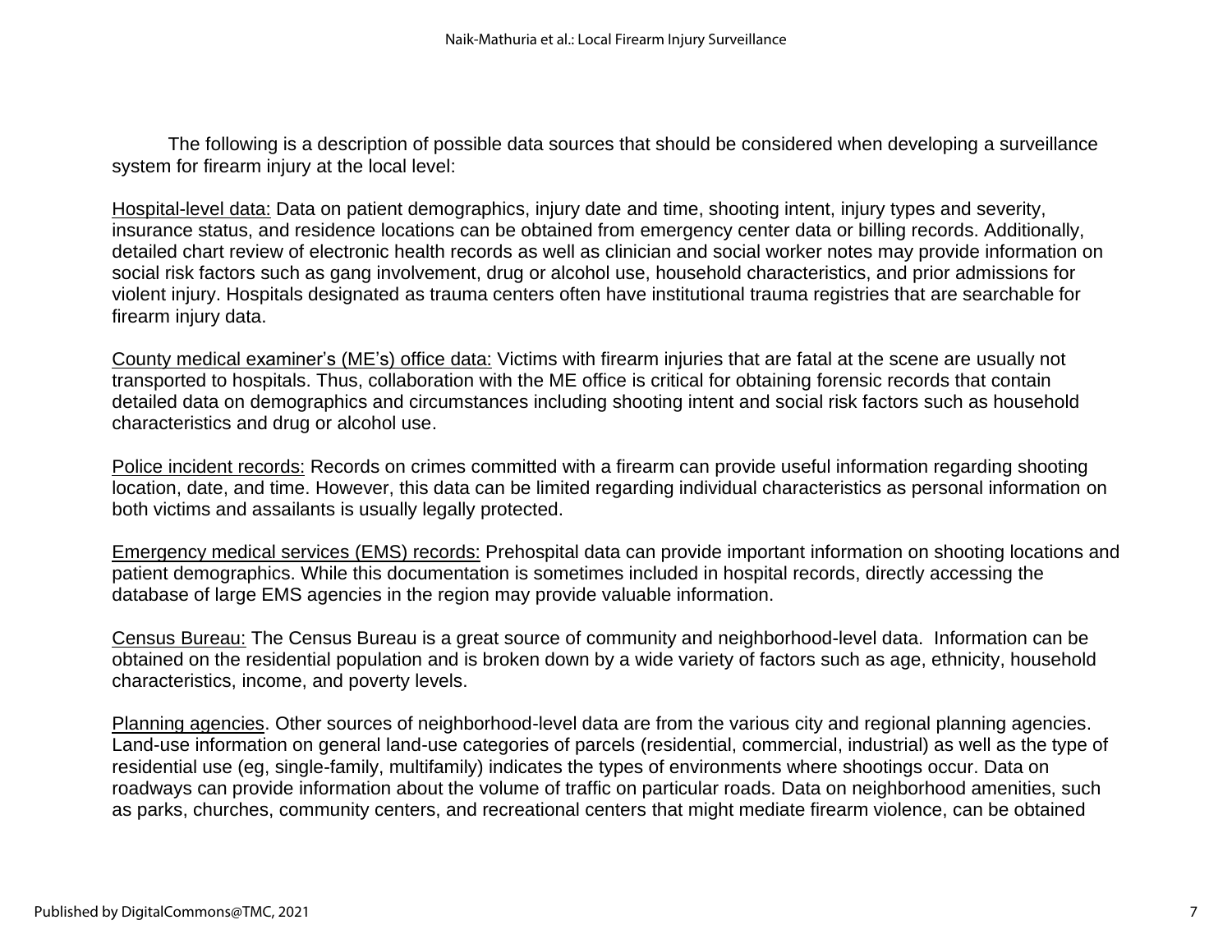The following is a description of possible data sources that should be considered when developing a surveillance system for firearm injury at the local level:

<u>Hospital-level data:</u> Data on patient demographics, injury date and time, shooting intent, injury types and severity, insurance status, and residence locations can be obtained from emergency center data or billing records. Additionally, detailed chart review of electronic health records as well as clinician and social worker notes may provide information on social risk factors such as gang involvement, drug or alcohol use, household characteristics, and prior admissions for violent injury. Hospitals designated as trauma centers often have institutional trauma registries that are searchable for firearm injury data.

<u>County medical examiner's (ME's) office data:</u> Victims with firearm injuries that are fatal at the scene are usually not transported to hospitals. Thus, collaboration with the ME office is critical for obtaining forensic records that contain detailed data on demographics and circumstances including shooting intent and social risk factors such as household characteristics and drug or alcohol use.

<u>Police incident records:</u> Records on crimes committed with a firearm can provide useful information regarding shooting location, date, and time. However, this data can be limited regarding individual characteristics as personal information on both victims and assailants is usually legally protected.

<u>Emergency medical services (EMS) records:</u> Prehospital data can provide important information on shooting locations and patient demographics. While this documentation is sometimes included in hospital records, directly accessing the database of large EMS agencies in the region may provide valuable information.

<u>Census Bureau:</u> The Census Bureau is a great source of community and neighborhood-level data. Information can be obtained on the residential population and is broken down by a wide variety of factors such as age, ethnicity, household characteristics, income, and poverty levels.

<u>Planning agencies</u>. Other sources of neighborhood-level data are from the various city and regional planning agencies. Land-use information on general land-use categories of parcels (residential, commercial, industrial) as well as the type of residential use (eg, single-family, multifamily) indicates the types of environments where shootings occur. Data on roadways can provide information about the volume of traffic on particular roads. Data on neighborhood amenities, such as parks, churches, community centers, and recreational centers that might mediate firearm violence, can be obtained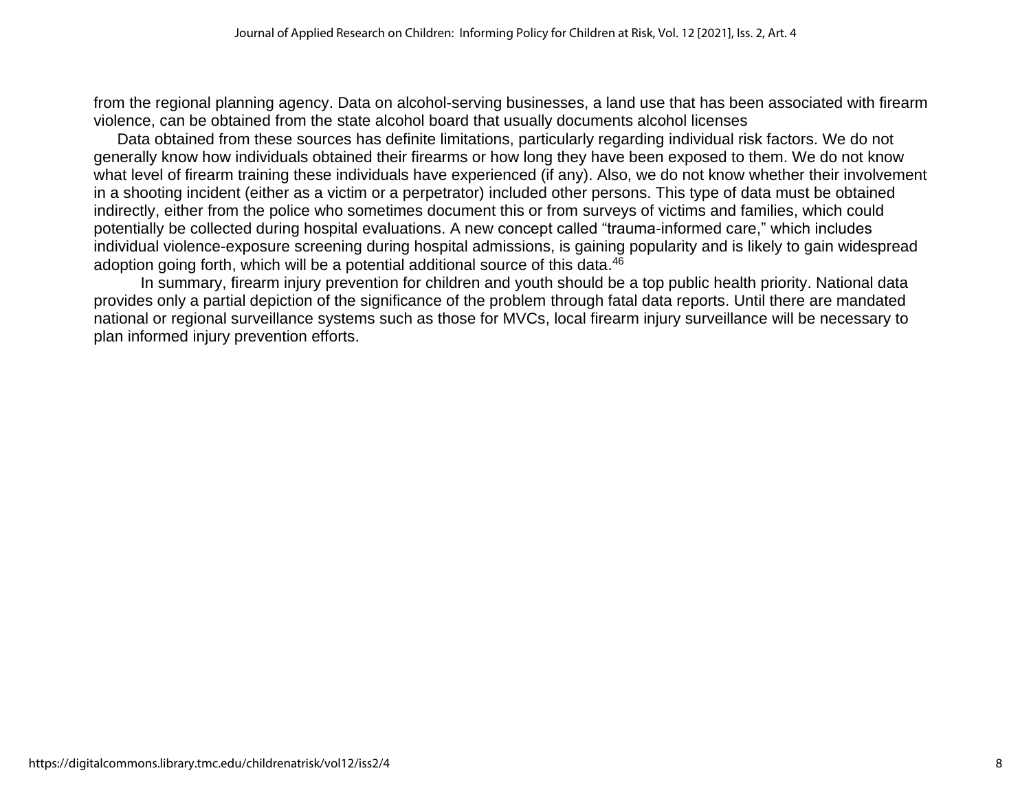from the regional planning agency. Data on alcohol-serving businesses, a land use that has been associated with firearm violence, can be obtained from the state alcohol board that usually documents alcohol licenses

Data obtained from these sources has definite limitations, particularly regarding individual risk factors. We do not generally know how individuals obtained their firearms or how long they have been exposed to them. We do not know what level of firearm training these individuals have experienced (if any). Also, we do not know whether their involvement in a shooting incident (either as a victim or a perpetrator) included other persons. This type of data must be obtained indirectly, either from the police who sometimes document this or from surveys of victims and families, which could potentially be collected during hospital evaluations. A new concept called "trauma-informed care," which includes individual violence-exposure screening during hospital admissions, is gaining popularity and is likely to gain widespread adoption going forth, which will be a potential additional source of this data.[46]

In summary, firearm injury prevention for children and youth should be a top public health priority. National data provides only a partial depiction of the significance of the problem through fatal data reports. Until there are mandated national or regional surveillance systems such as those for MVCs, local firearm injury surveillance will be necessary to plan informed injury prevention efforts.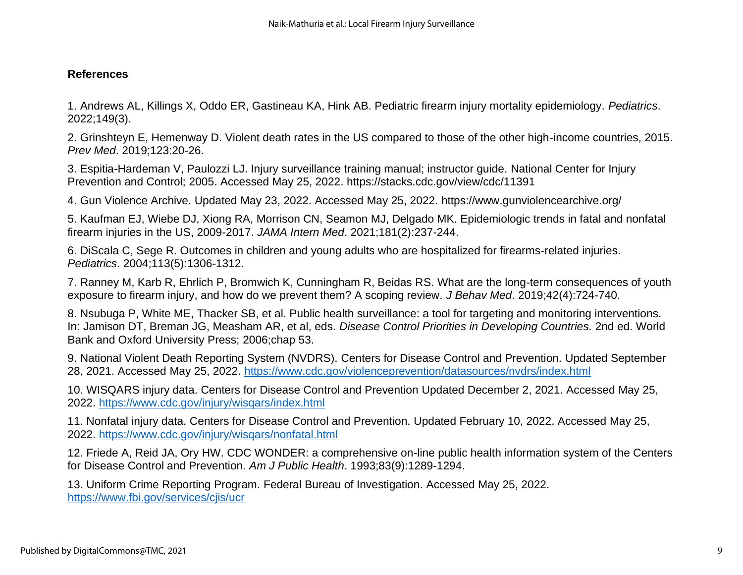## References

1. Andrews AL, Killings X, Oddo ER, Gastineau KA, Hink AB. Pediatric firearm injury mortality epidemiology. *Pediatrics*. 2022;149(3).

2. Grinshteyn E, Hemenway D. Violent death rates in the US compared to those of the other high-income countries, 2015. *Prev Med*. 2019;123:20-26.

3. Espitia-Hardeman V, Paulozzi LJ. Injury surveillance training manual; instructor guide. National Center for Injury Prevention and Control; 2005. Accessed May 25, 2022. https://stacks.cdc.gov/view/cdc/11391

4. Gun Violence Archive. Updated May 23, 2022. Accessed May 25, 2022. https://www.gunviolencearchive.org/

5. Kaufman EJ, Wiebe DJ, Xiong RA, Morrison CN, Seamon MJ, Delgado MK. Epidemiologic trends in fatal and nonfatal firearm injuries in the US, 2009-2017. *JAMA Intern Med*. 2021;181(2):237-244.

6. DiScala C, Sege R. Outcomes in children and young adults who are hospitalized for firearms-related injuries. *Pediatrics*. 2004;113(5):1306-1312.

7. Ranney M, Karb R, Ehrlich P, Bromwich K, Cunningham R, Beidas RS. What are the long-term consequences of youth exposure to firearm injury, and how do we prevent them? A scoping review. *J Behav Med*. 2019;42(4):724-740.

8. Nsubuga P, White ME, Thacker SB, et al. Public health surveillance: a tool for targeting and monitoring interventions. In: Jamison DT, Breman JG, Measham AR, et al, eds. *Disease Control Priorities in Developing Countries.* 2nd ed. World Bank and Oxford University Press; 2006;chap 53.

9. National Violent Death Reporting System (NVDRS). Centers for Disease Control and Prevention. Updated September 28, 2021. Accessed May 25, 2022. https://www.cdc.gov/violenceprevention/datasources/nvdrs/index.html

10. WISQARS injury data. Centers for Disease Control and Prevention Updated December 2, 2021. Accessed May 25, 2022. https://www.cdc.gov/injury/wisqars/index.html

11. Nonfatal injury data. Centers for Disease Control and Prevention. Updated February 10, 2022. Accessed May 25, 2022. https://www.cdc.gov/injury/wisqars/nonfatal.html

12. Friede A, Reid JA, Ory HW. CDC WONDER: a comprehensive on-line public health information system of the Centers for Disease Control and Prevention. *Am J Public Health*. 1993;83(9):1289-1294.

13. Uniform Crime Reporting Program. Federal Bureau of Investigation. Accessed May 25, 2022. https://www.fbi.gov/services/cjis/ucr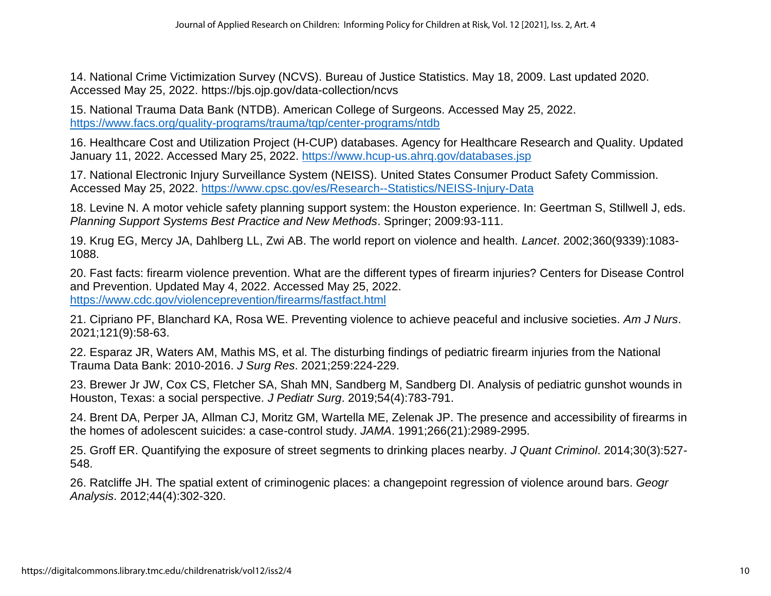14. National Crime Victimization Survey (NCVS). Bureau of Justice Statistics. May 18, 2009. Last updated 2020. Accessed May 25, 2022. https://bjs.ojp.gov/data-collection/ncvs

15. National Trauma Data Bank (NTDB). American College of Surgeons. Accessed May 25, 2022. https://www.facs.org/quality-programs/trauma/tqp/center-programs/ntdb

16. Healthcare Cost and Utilization Project (H-CUP) databases. Agency for Healthcare Research and Quality. Updated January 11, 2022. Accessed Mary 25, 2022. https://www.hcup-us.ahrq.gov/databases.jsp

17. National Electronic Injury Surveillance System (NEISS). United States Consumer Product Safety Commission. Accessed May 25, 2022. https://www.cpsc.gov/es/Research--Statistics/NEISS-Injury-Data

18. Levine N. A motor vehicle safety planning support system: the Houston experience. In: Geertman S, Stillwell J, eds. *Planning Support Systems Best Practice and New Methods*. Springer; 2009:93-111.

19. Krug EG, Mercy JA, Dahlberg LL, Zwi AB. The world report on violence and health. *Lancet*. 2002;360(9339):1083-1088.

20. Fast facts: firearm violence prevention. What are the different types of firearm injuries? Centers for Disease Control and Prevention. Updated May 4, 2022. Accessed May 25, 2022. https://www.cdc.gov/violenceprevention/firearms/fastfact.html

21. Cipriano PF, Blanchard KA, Rosa WE. Preventing violence to achieve peaceful and inclusive societies. *Am J Nurs*. 2021;121(9):58-63.

22. Esparaz JR, Waters AM, Mathis MS, et al. The disturbing findings of pediatric firearm injuries from the National Trauma Data Bank: 2010-2016. *J Surg Res*. 2021;259:224-229.

23. Brewer Jr JW, Cox CS, Fletcher SA, Shah MN, Sandberg M, Sandberg DI. Analysis of pediatric gunshot wounds in Houston, Texas: a social perspective. *J Pediatr Surg*. 2019;54(4):783-791.

24. Brent DA, Perper JA, Allman CJ, Moritz GM, Wartella ME, Zelenak JP. The presence and accessibility of firearms in the homes of adolescent suicides: a case-control study. *JAMA*. 1991;266(21):2989-2995.

25. Groff ER. Quantifying the exposure of street segments to drinking places nearby. *J Quant Criminol*. 2014;30(3):527-548.

26. Ratcliffe JH. The spatial extent of criminogenic places: a changepoint regression of violence around bars. *Geogr Analysis*. 2012;44(4):302-320.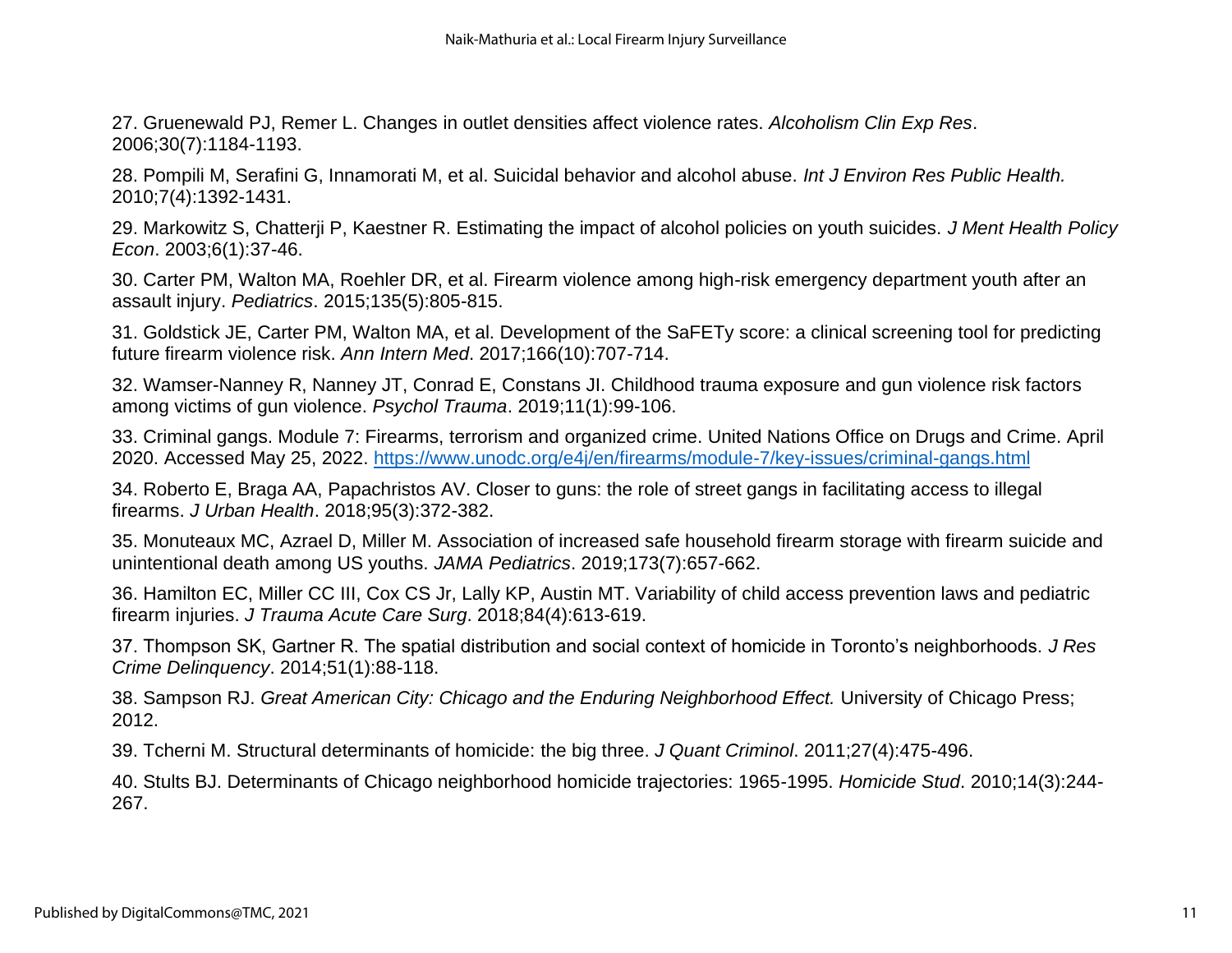27. Gruenewald PJ, Remer L. Changes in outlet densities affect violence rates. *Alcoholism Clin Exp Res*. 2006;30(7):1184-1193.

28. Pompili M, Serafini G, Innamorati M, et al. Suicidal behavior and alcohol abuse. *Int J Environ Res Public Health.* 2010;7(4):1392-1431.

29. Markowitz S, Chatterji P, Kaestner R. Estimating the impact of alcohol policies on youth suicides. *J Ment Health Policy Econ*. 2003;6(1):37-46.

30. Carter PM, Walton MA, Roehler DR, et al. Firearm violence among high-risk emergency department youth after an assault injury. *Pediatrics*. 2015;135(5):805-815.

31. Goldstick JE, Carter PM, Walton MA, et al. Development of the SaFETy score: a clinical screening tool for predicting future firearm violence risk. *Ann Intern Med*. 2017;166(10):707-714.

32. Wamser-Nanney R, Nanney JT, Conrad E, Constans JI. Childhood trauma exposure and gun violence risk factors among victims of gun violence. *Psychol Trauma*. 2019;11(1):99-106.

33. Criminal gangs. Module 7: Firearms, terrorism and organized crime. United Nations Office on Drugs and Crime. April 2020. Accessed May 25, 2022. https://www.unodc.org/e4j/en/firearms/module-7/key-issues/criminal-gangs.html

34. Roberto E, Braga AA, Papachristos AV. Closer to guns: the role of street gangs in facilitating access to illegal firearms. *J Urban Health*. 2018;95(3):372-382.

35. Monuteaux MC, Azrael D, Miller M. Association of increased safe household firearm storage with firearm suicide and unintentional death among US youths. *JAMA Pediatrics*. 2019;173(7):657-662.

36. Hamilton EC, Miller CC III, Cox CS Jr, Lally KP, Austin MT. Variability of child access prevention laws and pediatric firearm injuries. *J Trauma Acute Care Surg*. 2018;84(4):613-619.

37. Thompson SK, Gartner R. The spatial distribution and social context of homicide in Toronto's neighborhoods. *J Res Crime Delinquency*. 2014;51(1):88-118.

38. Sampson RJ. *Great American City: Chicago and the Enduring Neighborhood Effect.* University of Chicago Press; 2012.

39. Tcherni M. Structural determinants of homicide: the big three. *J Quant Criminol*. 2011;27(4):475-496.

40. Stults BJ. Determinants of Chicago neighborhood homicide trajectories: 1965-1995. *Homicide Stud*. 2010;14(3):244-267.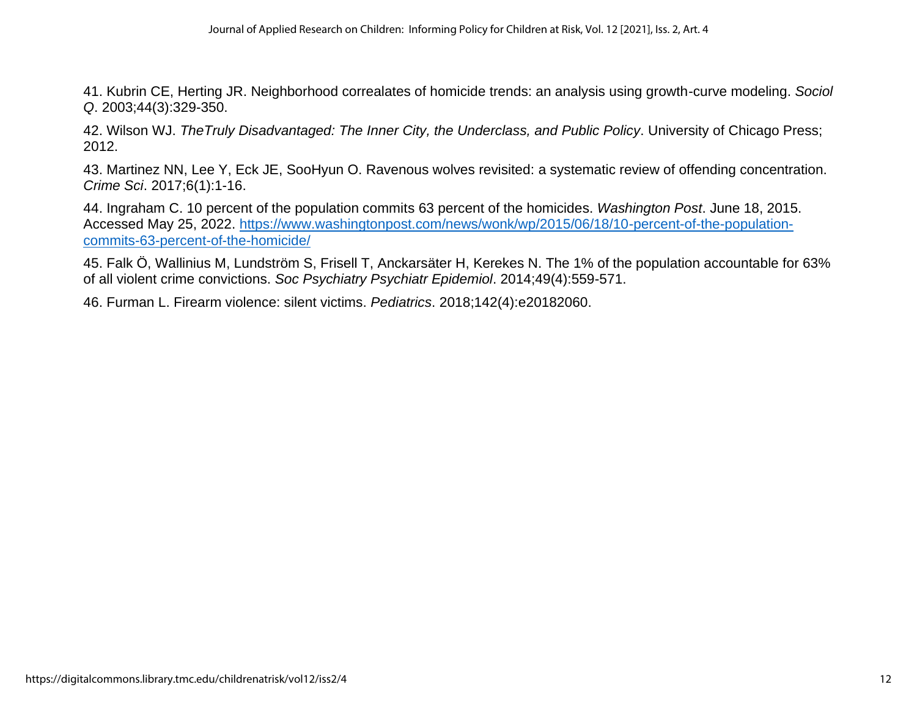41. Kubrin CE, Herting JR. Neighborhood correalates of homicide trends: an analysis using growth-curve modeling. *Sociol Q*. 2003;44(3):329-350.

42. Wilson WJ. *TheTruly Disadvantaged: The Inner City, the Underclass, and Public Policy*. University of Chicago Press; 2012.

43. Martinez NN, Lee Y, Eck JE, SooHyun O. Ravenous wolves revisited: a systematic review of offending concentration. *Crime Sci*. 2017;6(1):1-16.

44. Ingraham C. 10 percent of the population commits 63 percent of the homicides. *Washington Post*. June 18, 2015. Accessed May 25, 2022. https://www.washingtonpost.com/news/wonk/wp/2015/06/18/10-percent-of-the-population-commits-63-percent-of-the-homicide/

45. Falk Ö, Wallinius M, Lundström S, Frisell T, Anckarsäter H, Kerekes N. The 1% of the population accountable for 63% of all violent crime convictions. *Soc Psychiatry Psychiatr Epidemiol*. 2014;49(4):559-571.

46. Furman L. Firearm violence: silent victims. *Pediatrics*. 2018;142(4):e20182060.